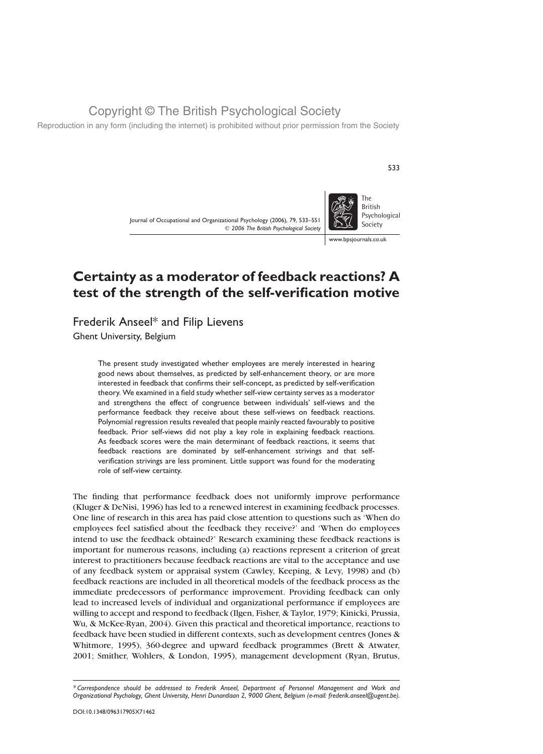Copyright © The British Psychological Society

Reproduction in any form (including the internet) is prohibited without prior permission from the Society

# Certainty as a moderator of feedback reactions? A test of the strength of the self-verification motive

Frederik Anseel* and Filip Lievens

Ghent University, Belgium

> The present study investigated whether employees are merely interested in hearing good news about themselves, as predicted by self-enhancement theory, or are more interested in feedback that confirms their self-concept, as predicted by self-verification theory. We examined in a field study whether self-view certainty serves as a moderator and strengthens the effect of congruence between individuals' self-views and the performance feedback they receive about these self-views on feedback reactions. Polynomial regression results revealed that people mainly reacted favourably to positive feedback. Prior self-views did not play a key role in explaining feedback reactions. As feedback scores were the main determinant of feedback reactions, it seems that feedback reactions are dominated by self-enhancement strivings and that self-verification strivings are less prominent. Little support was found for the moderating role of self-view certainty.

The finding that performance feedback does not uniformly improve performance (Kluger & DeNisi, 1996) has led to a renewed interest in examining feedback processes. One line of research in this area has paid close attention to questions such as 'When do employees feel satisfied about the feedback they receive?' and 'When do employees intend to use the feedback obtained?' Research examining these feedback reactions is important for numerous reasons, including (a) reactions represent a criterion of great interest to practitioners because feedback reactions are vital to the acceptance and use of any feedback system or appraisal system (Cawley, Keeping, & Levy, 1998) and (b) feedback reactions are included in all theoretical models of the feedback process as the immediate predecessors of performance improvement. Providing feedback can only lead to increased levels of individual and organizational performance if employees are willing to accept and respond to feedback (Ilgen, Fisher, & Taylor, 1979; Kinicki, Prussia, Wu, & McKee-Ryan, 2004). Given this practical and theoretical importance, reactions to feedback have been studied in different contexts, such as development centres (Jones & Whitmore, 1995), 360-degree and upward feedback programmes (Brett & Atwater, 2001; Smither, Wohlers, & London, 1995), management development (Ryan, Brutus,

*Correspondence should be addressed to Frederik Anseel, Department of Personnel Management and Work and Organizational Psychology, Ghent University, Henri Dunantlaan 2, 9000 Ghent, Belgium (e-mail: frederik.anseel@ugent.be).

DOI:10.1348/096317905X71462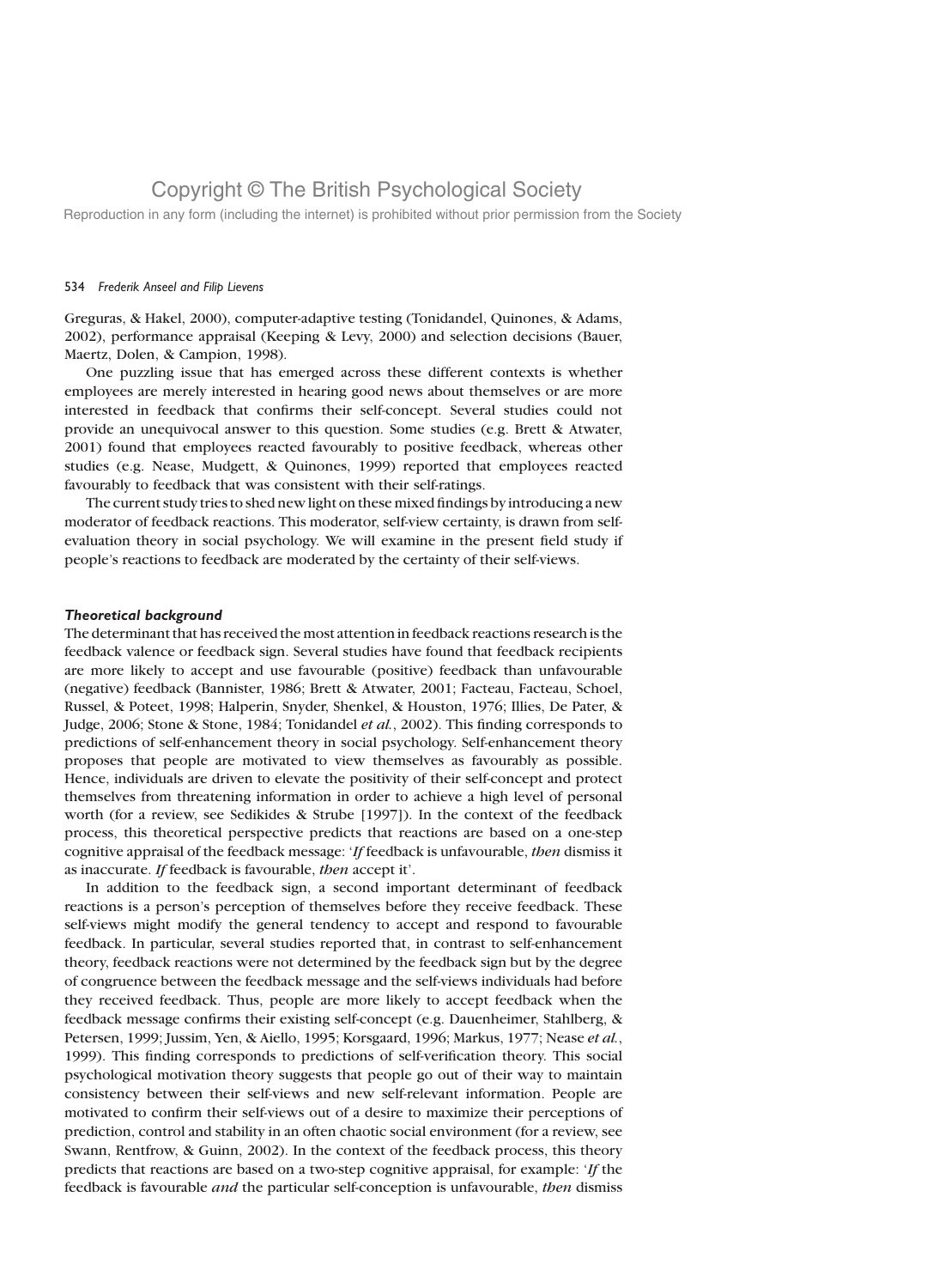Greguras, & Hakel, 2000), computer-adaptive testing (Tonidandel, Quinones, & Adams, 2002), performance appraisal (Keeping & Levy, 2000) and selection decisions (Bauer, Maertz, Dolen, & Campion, 1998).

One puzzling issue that has emerged across these different contexts is whether employees are merely interested in hearing good news about themselves or are more interested in feedback that confirms their self-concept. Several studies could not provide an unequivocal answer to this question. Some studies (e.g. Brett & Atwater, 2001) found that employees reacted favourably to positive feedback, whereas other studies (e.g. Nease, Mudgett, & Quinones, 1999) reported that employees reacted favourably to feedback that was consistent with their self-ratings.

The current study tries to shed new light on these mixed findings by introducing a new moderator of feedback reactions. This moderator, self-view certainty, is drawn from self-evaluation theory in social psychology. We will examine in the present field study if people's reactions to feedback are moderated by the certainty of their self-views.

### *Theoretical background*

The determinant that has received the most attention in feedback reactions research is the feedback valence or feedback sign. Several studies have found that feedback recipients are more likely to accept and use favourable (positive) feedback than unfavourable (negative) feedback (Bannister, 1986; Brett & Atwater, 2001; Facteau, Facteau, Schoel, Russel, & Poteet, 1998; Halperin, Snyder, Shenkel, & Houston, 1976; Illies, De Pater, & Judge, 2006; Stone & Stone, 1984; Tonidandel *et al.*, 2002). This finding corresponds to predictions of self-enhancement theory in social psychology. Self-enhancement theory proposes that people are motivated to view themselves as favourably as possible. Hence, individuals are driven to elevate the positivity of their self-concept and protect themselves from threatening information in order to achieve a high level of personal worth (for a review, see Sedikides & Strube [1997]). In the context of the feedback process, this theoretical perspective predicts that reactions are based on a one-step cognitive appraisal of the feedback message: '*If* feedback is unfavourable, *then* dismiss it as inaccurate. *If* feedback is favourable, *then* accept it'.

In addition to the feedback sign, a second important determinant of feedback reactions is a person's perception of themselves before they receive feedback. These self-views might modify the general tendency to accept and respond to favourable feedback. In particular, several studies reported that, in contrast to self-enhancement theory, feedback reactions were not determined by the feedback sign but by the degree of congruence between the feedback message and the self-views individuals had before they received feedback. Thus, people are more likely to accept feedback when the feedback message confirms their existing self-concept (e.g. Dauenheimer, Stahlberg, & Petersen, 1999; Jussim, Yen, & Aiello, 1995; Korsgaard, 1996; Markus, 1977; Nease *et al.*, 1999). This finding corresponds to predictions of self-verification theory. This social psychological motivation theory suggests that people go out of their way to maintain consistency between their self-views and new self-relevant information. People are motivated to confirm their self-views out of a desire to maximize their perceptions of prediction, control and stability in an often chaotic social environment (for a review, see Swann, Rentfrow, & Guinn, 2002). In the context of the feedback process, this theory predicts that reactions are based on a two-step cognitive appraisal, for example: '*If* the feedback is favourable *and* the particular self-conception is unfavourable, *then* dismiss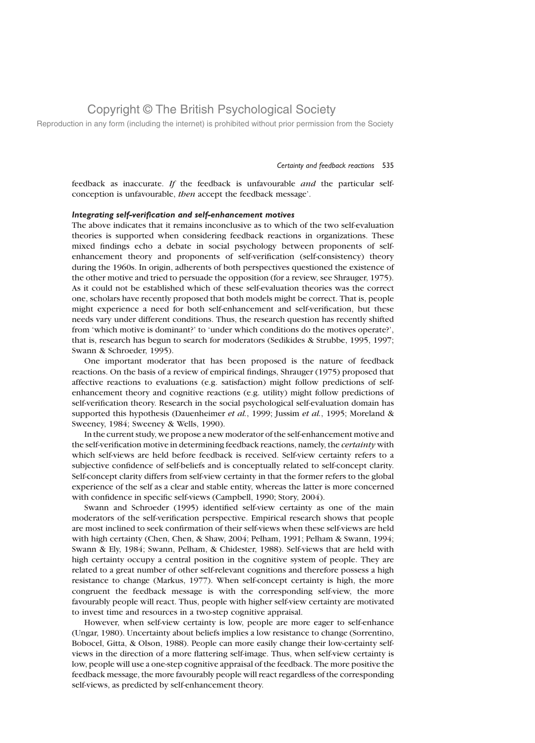feedback as inaccurate. *If* the feedback is unfavourable *and* the particular self-conception is unfavourable, *then* accept the feedback message'.

### *Integrating self-verification and self-enhancement motives*

The above indicates that it remains inconclusive as to which of the two self-evaluation theories is supported when considering feedback reactions in organizations. These mixed findings echo a debate in social psychology between proponents of self-enhancement theory and proponents of self-verification (self-consistency) theory during the 1960s. In origin, adherents of both perspectives questioned the existence of the other motive and tried to persuade the opposition (for a review, see Shrauger, 1975). As it could not be established which of these self-evaluation theories was the correct one, scholars have recently proposed that both models might be correct. That is, people might experience a need for both self-enhancement and self-verification, but these needs vary under different conditions. Thus, the research question has recently shifted from 'which motive is dominant?' to 'under which conditions do the motives operate?', that is, research has begun to search for moderators (Sedikides & Strubbe, 1995, 1997; Swann & Schroeder, 1995).

One important moderator that has been proposed is the nature of feedback reactions. On the basis of a review of empirical findings, Shrauger (1975) proposed that affective reactions to evaluations (e.g. satisfaction) might follow predictions of self-enhancement theory and cognitive reactions (e.g. utility) might follow predictions of self-verification theory. Research in the social psychological self-evaluation domain has supported this hypothesis (Dauenheimer *et al.*, 1999; Jussim *et al.*, 1995; Moreland & Sweeney, 1984; Sweeney & Wells, 1990).

In the current study, we propose a new moderator of the self-enhancement motive and the self-verification motive in determining feedback reactions, namely, the *certainty* with which self-views are held before feedback is received. Self-view certainty refers to a subjective confidence of self-beliefs and is conceptually related to self-concept clarity. Self-concept clarity differs from self-view certainty in that the former refers to the global experience of the self as a clear and stable entity, whereas the latter is more concerned with confidence in specific self-views (Campbell, 1990; Story, 2004).

Swann and Schroeder (1995) identified self-view certainty as one of the main moderators of the self-verification perspective. Empirical research shows that people are most inclined to seek confirmation of their self-views when these self-views are held with high certainty (Chen, Chen, & Shaw, 2004; Pelham, 1991; Pelham & Swann, 1994; Swann & Ely, 1984; Swann, Pelham, & Chidester, 1988). Self-views that are held with high certainty occupy a central position in the cognitive system of people. They are related to a great number of other self-relevant cognitions and therefore possess a high resistance to change (Markus, 1977). When self-concept certainty is high, the more congruent the feedback message is with the corresponding self-view, the more favourably people will react. Thus, people with higher self-view certainty are motivated to invest time and resources in a two-step cognitive appraisal.

However, when self-view certainty is low, people are more eager to self-enhance (Ungar, 1980). Uncertainty about beliefs implies a low resistance to change (Sorrentino, Bobocel, Gitta, & Olson, 1988). People can more easily change their low-certainty self-views in the direction of a more flattering self-image. Thus, when self-view certainty is low, people will use a one-step cognitive appraisal of the feedback. The more positive the feedback message, the more favourably people will react regardless of the corresponding self-views, as predicted by self-enhancement theory.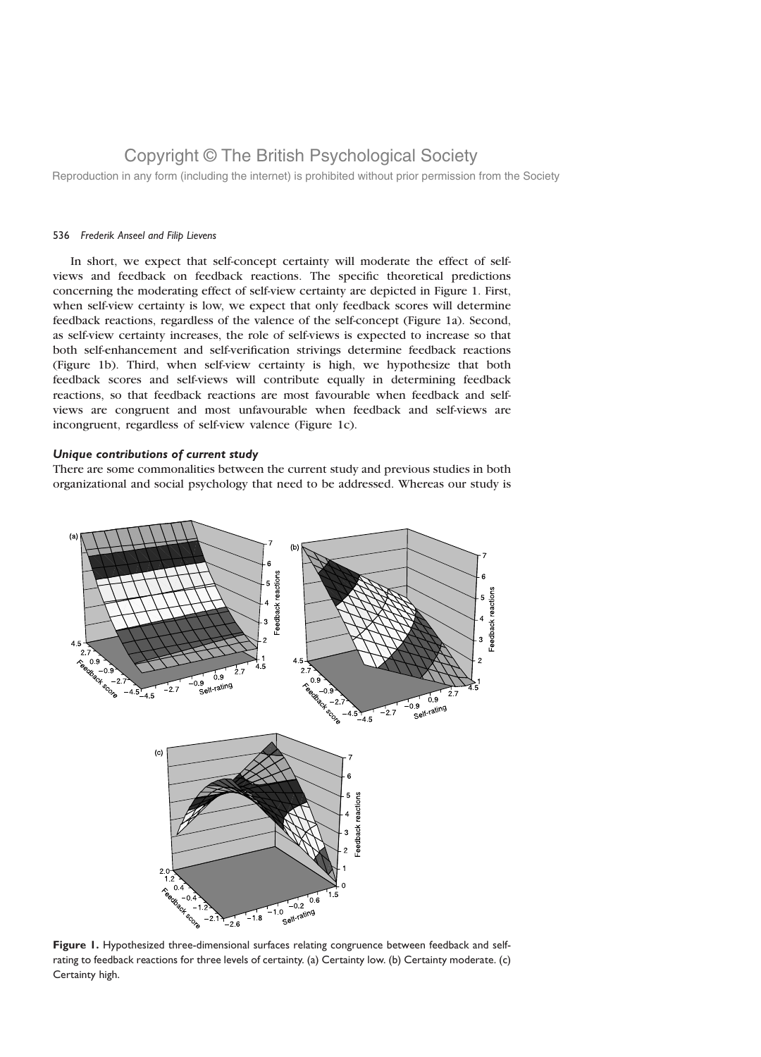In short, we expect that self-concept certainty will moderate the effect of self-views and feedback on feedback reactions. The specific theoretical predictions concerning the moderating effect of self-view certainty are depicted in Figure 1. First, when self-view certainty is low, we expect that only feedback scores will determine feedback reactions, regardless of the valence of the self-concept (Figure 1a). Second, as self-view certainty increases, the role of self-views is expected to increase so that both self-enhancement and self-verification strivings determine feedback reactions (Figure 1b). Third, when self-view certainty is high, we hypothesize that both feedback scores and self-views will contribute equally in determining feedback reactions, so that feedback reactions are most favourable when feedback and self-views are congruent and most unfavourable when feedback and self-views are incongruent, regardless of self-view valence (Figure 1c).

### *Unique contributions of current study*

There are some commonalities between the current study and previous studies in both organizational and social psychology that need to be addressed. Whereas our study is

**Figure 1.** Hypothesized three-dimensional surfaces relating congruence between feedback and self-rating to feedback reactions for three levels of certainty. (a) Certainty low. (b) Certainty moderate. (c) Certainty high.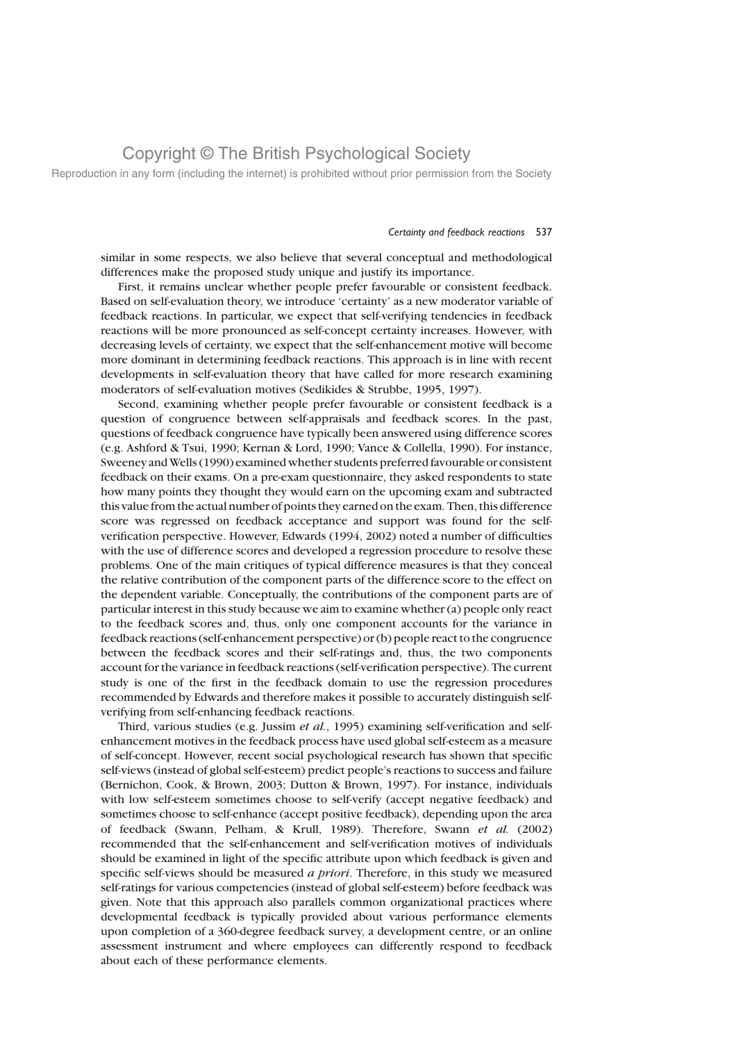similar in some respects, we also believe that several conceptual and methodological differences make the proposed study unique and justify its importance.

First, it remains unclear whether people prefer favourable or consistent feedback. Based on self-evaluation theory, we introduce 'certainty' as a new moderator variable of feedback reactions. In particular, we expect that self-verifying tendencies in feedback reactions will be more pronounced as self-concept certainty increases. However, with decreasing levels of certainty, we expect that the self-enhancement motive will become more dominant in determining feedback reactions. This approach is in line with recent developments in self-evaluation theory that have called for more research examining moderators of self-evaluation motives (Sedikides & Strubbe, 1995, 1997).

Second, examining whether people prefer favourable or consistent feedback is a question of congruence between self-appraisals and feedback scores. In the past, questions of feedback congruence have typically been answered using difference scores (e.g. Ashford & Tsui, 1990; Kernan & Lord, 1990; Vance & Collella, 1990). For instance, Sweeney and Wells (1990) examined whether students preferred favourable or consistent feedback on their exams. On a pre-exam questionnaire, they asked respondents to state how many points they thought they would earn on the upcoming exam and subtracted this value from the actual number of points they earned on the exam. Then, this difference score was regressed on feedback acceptance and support was found for the self-verification perspective. However, Edwards (1994, 2002) noted a number of difficulties with the use of difference scores and developed a regression procedure to resolve these problems. One of the main critiques of typical difference measures is that they conceal the relative contribution of the component parts of the difference score to the effect on the dependent variable. Conceptually, the contributions of the component parts are of particular interest in this study because we aim to examine whether (a) people only react to the feedback scores and, thus, only one component accounts for the variance in feedback reactions (self-enhancement perspective) or (b) people react to the congruence between the feedback scores and their self-ratings and, thus, the two components account for the variance in feedback reactions (self-verification perspective). The current study is one of the first in the feedback domain to use the regression procedures recommended by Edwards and therefore makes it possible to accurately distinguish self-verifying from self-enhancing feedback reactions.

Third, various studies (e.g. Jussim *et al.*, 1995) examining self-verification and self-enhancement motives in the feedback process have used global self-esteem as a measure of self-concept. However, recent social psychological research has shown that specific self-views (instead of global self-esteem) predict people's reactions to success and failure (Bernichon, Cook, & Brown, 2003; Dutton & Brown, 1997). For instance, individuals with low self-esteem sometimes choose to self-verify (accept negative feedback) and sometimes choose to self-enhance (accept positive feedback), depending upon the area of feedback (Swann, Pelham, & Krull, 1989). Therefore, Swann *et al.* (2002) recommended that the self-enhancement and self-verification motives of individuals should be examined in light of the specific attribute upon which feedback is given and specific self-views should be measured *a priori*. Therefore, in this study we measured self-ratings for various competencies (instead of global self-esteem) before feedback was given. Note that this approach also parallels common organizational practices where developmental feedback is typically provided about various performance elements upon completion of a 360-degree feedback survey, a development centre, or an online assessment instrument and where employees can differently respond to feedback about each of these performance elements.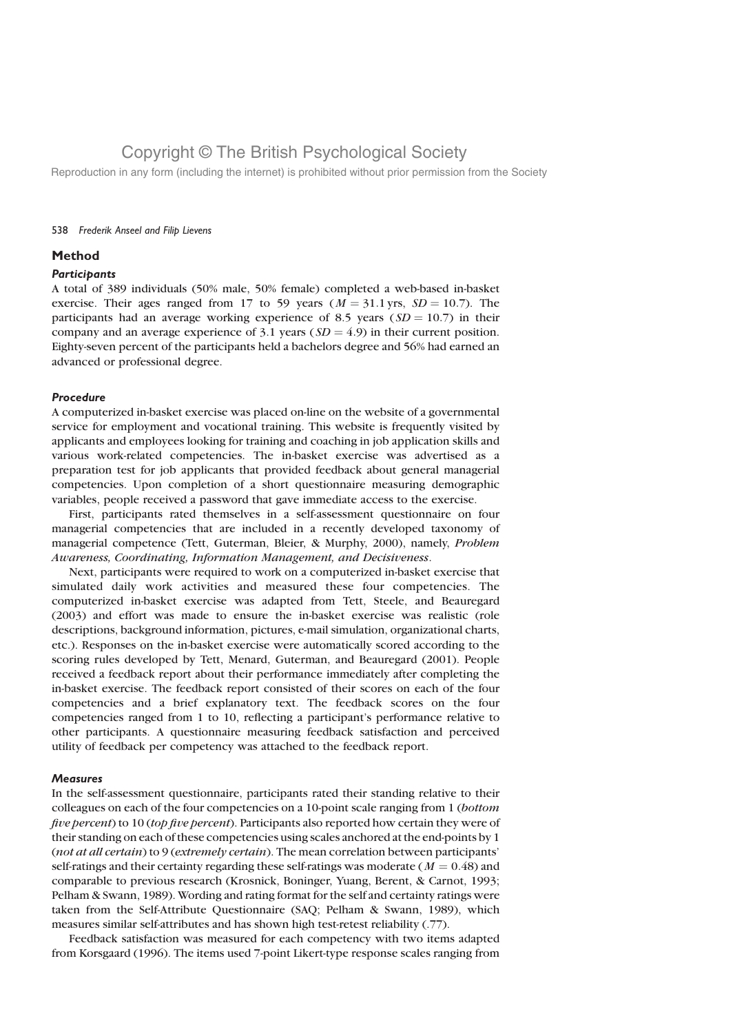## Method

### *Participants*

A total of 389 individuals (50% male, 50% female) completed a web-based in-basket exercise. Their ages ranged from 17 to 59 years ($M = 31.1$ yrs, $SD = 10.7$). The participants had an average working experience of 8.5 years ($SD = 10.7$) in their company and an average experience of 3.1 years ($SD = 4.9$) in their current position. Eighty-seven percent of the participants held a bachelors degree and 56% had earned an advanced or professional degree.

### *Procedure*

A computerized in-basket exercise was placed on-line on the website of a governmental service for employment and vocational training. This website is frequently visited by applicants and employees looking for training and coaching in job application skills and various work-related competencies. The in-basket exercise was advertised as a preparation test for job applicants that provided feedback about general managerial competencies. Upon completion of a short questionnaire measuring demographic variables, people received a password that gave immediate access to the exercise.

First, participants rated themselves in a self-assessment questionnaire on four managerial competencies that are included in a recently developed taxonomy of managerial competence (Tett, Guterman, Bleier, & Murphy, 2000), namely, *Problem Awareness, Coordinating, Information Management, and Decisiveness*.

Next, participants were required to work on a computerized in-basket exercise that simulated daily work activities and measured these four competencies. The computerized in-basket exercise was adapted from Tett, Steele, and Beauregard (2003) and effort was made to ensure the in-basket exercise was realistic (role descriptions, background information, pictures, e-mail simulation, organizational charts, etc.). Responses on the in-basket exercise were automatically scored according to the scoring rules developed by Tett, Menard, Guterman, and Beauregard (2001). People received a feedback report about their performance immediately after completing the in-basket exercise. The feedback report consisted of their scores on each of the four competencies and a brief explanatory text. The feedback scores on the four competencies ranged from 1 to 10, reflecting a participant's performance relative to other participants. A questionnaire measuring feedback satisfaction and perceived utility of feedback per competency was attached to the feedback report.

### *Measures*

In the self-assessment questionnaire, participants rated their standing relative to their colleagues on each of the four competencies on a 10-point scale ranging from 1 (*bottom five percent*) to 10 (*top five percent*). Participants also reported how certain they were of their standing on each of these competencies using scales anchored at the end-points by 1 (*not at all certain*) to 9 (*extremely certain*). The mean correlation between participants' self-ratings and their certainty regarding these self-ratings was moderate ($M = 0.48$) and comparable to previous research (Krosnick, Boninger, Yuang, Berent, & Carnot, 1993; Pelham & Swann, 1989). Wording and rating format for the self and certainty ratings were taken from the Self-Attribute Questionnaire (SAQ; Pelham & Swann, 1989), which measures similar self-attributes and has shown high test-retest reliability (.77).

Feedback satisfaction was measured for each competency with two items adapted from Korsgaard (1996). The items used 7-point Likert-type response scales ranging from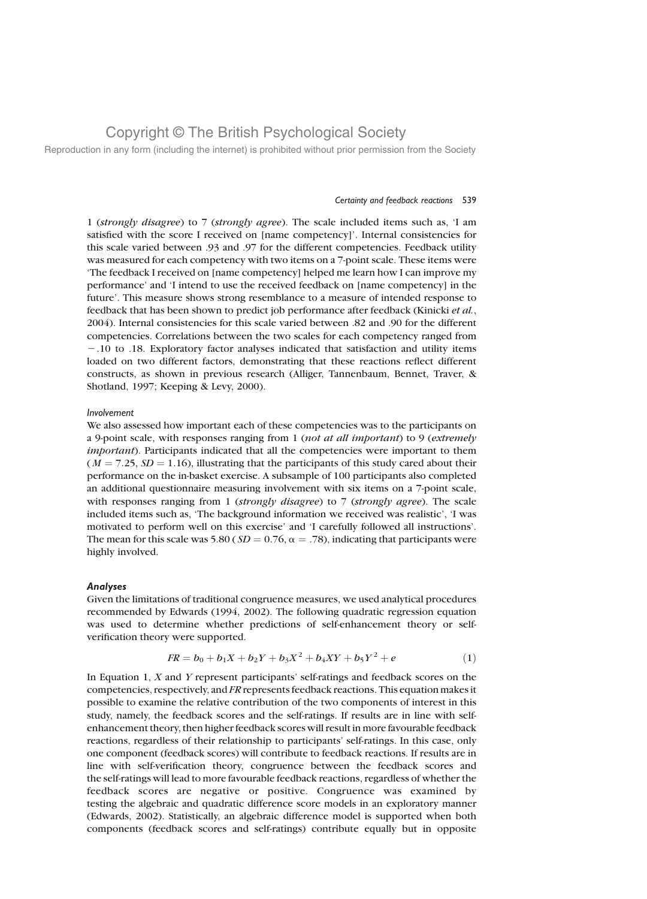1 (*strongly disagree*) to 7 (*strongly agree*). The scale included items such as, 'I am satisfied with the score I received on [name competency]'. Internal consistencies for this scale varied between .93 and .97 for the different competencies. Feedback utility was measured for each competency with two items on a 7-point scale. These items were 'The feedback I received on [name competency] helped me learn how I can improve my performance' and 'I intend to use the received feedback on [name competency] in the future'. This measure shows strong resemblance to a measure of intended response to feedback that has been shown to predict job performance after feedback (Kinicki *et al.*, 2004). Internal consistencies for this scale varied between .82 and .90 for the different competencies. Correlations between the two scales for each competency ranged from −.10 to .18. Exploratory factor analyses indicated that satisfaction and utility items loaded on two different factors, demonstrating that these reactions reflect different constructs, as shown in previous research (Alliger, Tannenbaum, Bennet, Traver, & Shotland, 1997; Keeping & Levy, 2000).

### *Involvement*

We also assessed how important each of these competencies was to the participants on a 9-point scale, with responses ranging from 1 (*not at all important*) to 9 (*extremely important*). Participants indicated that all the competencies were important to them ($M = 7.25$, $SD = 1.16$), illustrating that the participants of this study cared about their performance on the in-basket exercise. A subsample of 100 participants also completed an additional questionnaire measuring involvement with six items on a 7-point scale, with responses ranging from 1 (*strongly disagree*) to 7 (*strongly agree*). The scale included items such as, 'The background information we received was realistic', 'I was motivated to perform well on this exercise' and 'I carefully followed all instructions'. The mean for this scale was 5.80 ($SD = 0.76$, $\alpha = .78$), indicating that participants were highly involved.

## **Analyses**

Given the limitations of traditional congruence measures, we used analytical procedures recommended by Edwards (1994, 2002). The following quadratic regression equation was used to determine whether predictions of self-enhancement theory or self-verification theory were supported.

$$FR = b_0 + b_1X + b_2Y + b_3X^2 + b_4XY + b_5Y^2 + e \tag{1}$$

In Equation 1, $X$ and $Y$ represent participants' self-ratings and feedback scores on the competencies, respectively, and $FR$ represents feedback reactions. This equation makes it possible to examine the relative contribution of the two components of interest in this study, namely, the feedback scores and the self-ratings. If results are in line with self-enhancement theory, then higher feedback scores will result in more favourable feedback reactions, regardless of their relationship to participants' self-ratings. In this case, only one component (feedback scores) will contribute to feedback reactions. If results are in line with self-verification theory, congruence between the feedback scores and the self-ratings will lead to more favourable feedback reactions, regardless of whether the feedback scores are negative or positive. Congruence was examined by testing the algebraic and quadratic difference score models in an exploratory manner (Edwards, 2002). Statistically, an algebraic difference model is supported when both components (feedback scores and self-ratings) contribute equally but in opposite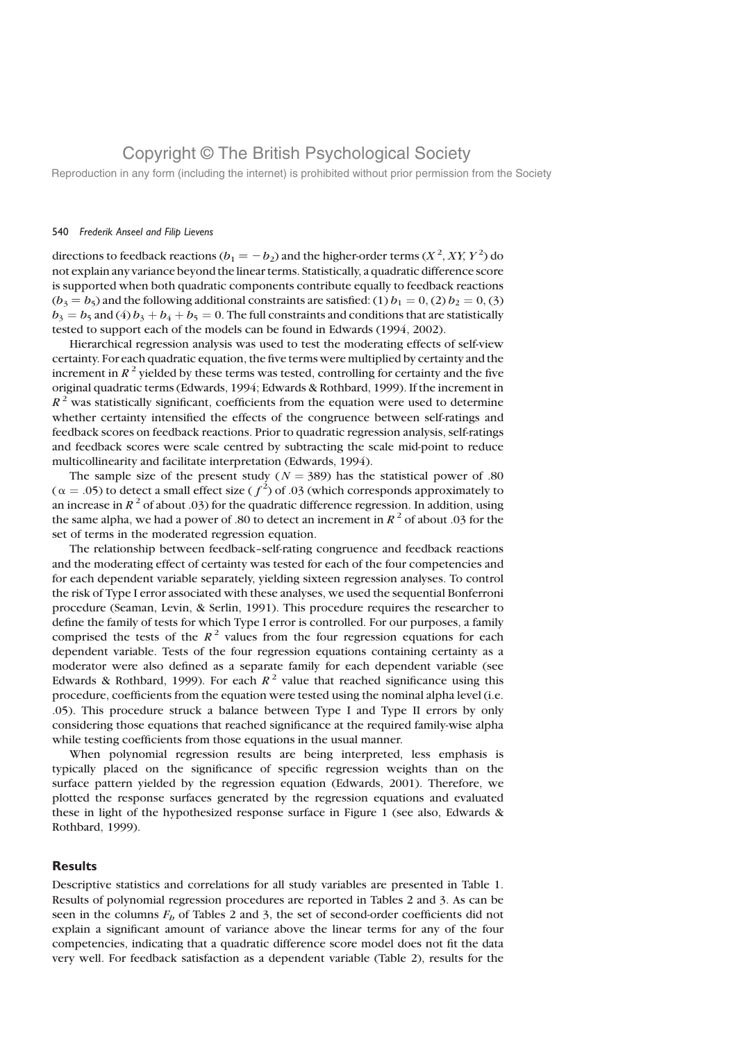directions to feedback reactions ($b_1 = -b_2$) and the higher-order terms ($X^2$, $XY$, $Y^2$) do not explain any variance beyond the linear terms. Statistically, a quadratic difference score is supported when both quadratic components contribute equally to feedback reactions ($b_3 = b_5$) and the following additional constraints are satisfied: (1) $b_1 = 0$, (2) $b_2 = 0$, (3) $b_3 = b_5$ and (4) $b_3 + b_4 + b_5 = 0$. The full constraints and conditions that are statistically tested to support each of the models can be found in Edwards (1994, 2002).

Hierarchical regression analysis was used to test the moderating effects of self-view certainty. For each quadratic equation, the five terms were multiplied by certainty and the increment in $R^2$ yielded by these terms was tested, controlling for certainty and the five original quadratic terms (Edwards, 1994; Edwards & Rothbard, 1999). If the increment in $R^2$ was statistically significant, coefficients from the equation were used to determine whether certainty intensified the effects of the congruence between self-ratings and feedback scores on feedback reactions. Prior to quadratic regression analysis, self-ratings and feedback scores were scale centred by subtracting the scale mid-point to reduce multicollinearity and facilitate interpretation (Edwards, 1994).

The sample size of the present study ($N = 389$) has the statistical power of .80 ($\alpha = .05$) to detect a small effect size ($f^2$) of .03 (which corresponds approximately to an increase in $R^2$ of about .03) for the quadratic difference regression. In addition, using the same alpha, we had a power of .80 to detect an increment in $R^2$ of about .03 for the set of terms in the moderated regression equation.

The relationship between feedback–self-rating congruence and feedback reactions and the moderating effect of certainty was tested for each of the four competencies and for each dependent variable separately, yielding sixteen regression analyses. To control the risk of Type I error associated with these analyses, we used the sequential Bonferroni procedure (Seaman, Levin, & Serlin, 1991). This procedure requires the researcher to define the family of tests for which Type I error is controlled. For our purposes, a family comprised the tests of the $R^2$ values from the four regression equations for each dependent variable. Tests of the four regression equations containing certainty as a moderator were also defined as a separate family for each dependent variable (see Edwards & Rothbard, 1999). For each $R^2$ value that reached significance using this procedure, coefficients from the equation were tested using the nominal alpha level (i.e. .05). This procedure struck a balance between Type I and Type II errors by only considering those equations that reached significance at the required family-wise alpha while testing coefficients from those equations in the usual manner.

When polynomial regression results are being interpreted, less emphasis is typically placed on the significance of specific regression weights than on the surface pattern yielded by the regression equation (Edwards, 2001). Therefore, we plotted the response surfaces generated by the regression equations and evaluated these in light of the hypothesized response surface in Figure 1 (see also, Edwards & Rothbard, 1999).

## Results

Descriptive statistics and correlations for all study variables are presented in Table 1. Results of polynomial regression procedures are reported in Tables 2 and 3. As can be seen in the columns $F_h$ of Tables 2 and 3, the set of second-order coefficients did not explain a significant amount of variance above the linear terms for any of the four competencies, indicating that a quadratic difference score model does not fit the data very well. For feedback satisfaction as a dependent variable (Table 2), results for the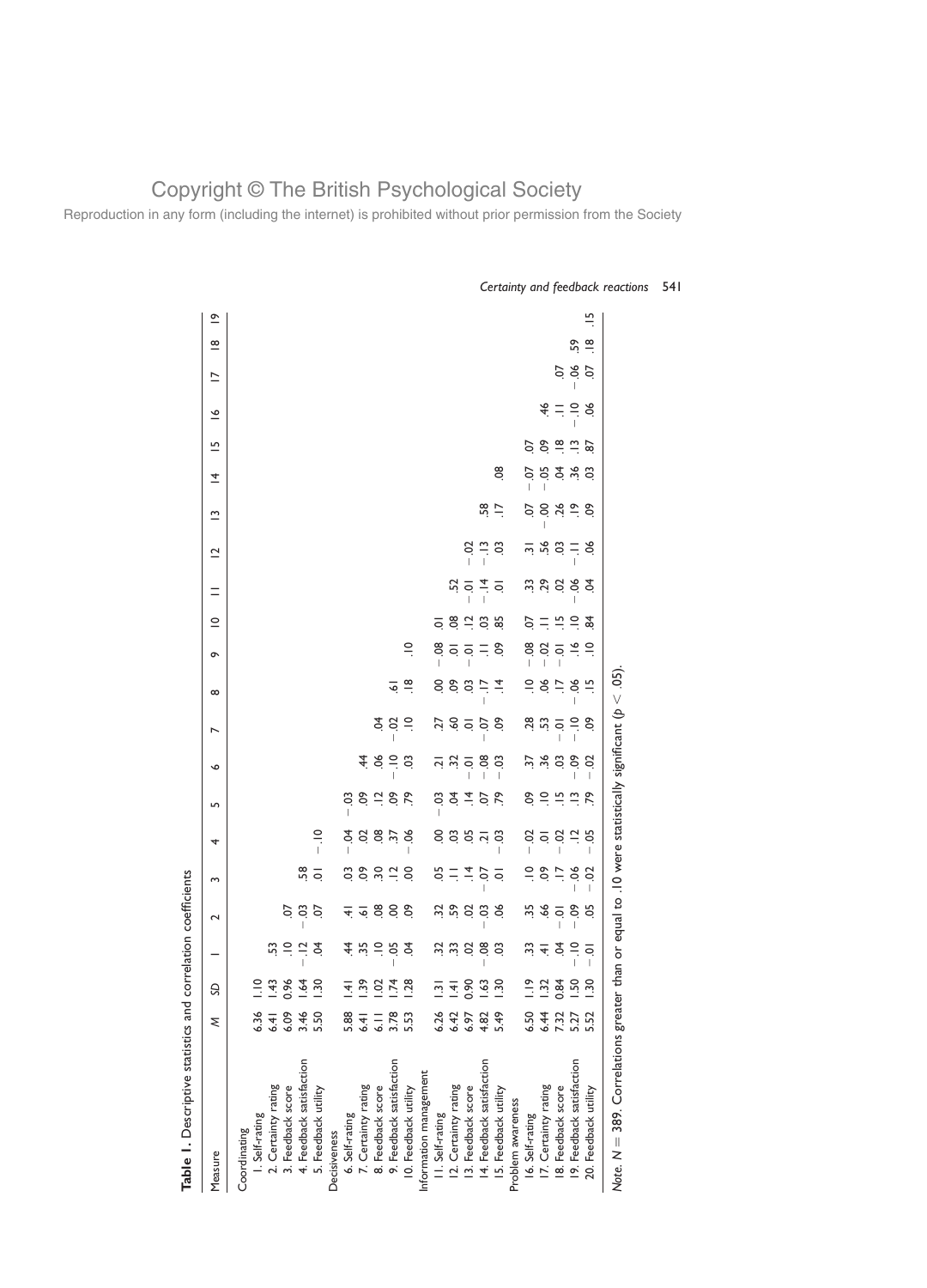**Table 1.** Descriptive statistics and correlation coefficients

| Measure | $M$ | $SD$ | 1 | 2 | 3 | 4 | 5 | 6 | 7 | 8 | 9 | 10 | 11 | 12 | 13 | 14 | 15 | 16 | 17 | 18 | 19 |
|---|---|---|---|---|---|---|---|---|---|---|---|---|---|---|---|---|---|---|---|---|---|
| Coordinating | | | | | | | | | | | | | | | | | | | | | |
| 1. Self-rating | 6.36 | 1.10 | | | | | | | | | | | | | | | | | | | |
| 2. Certainty rating | 6.41 | 1.43 | .53 | | | | | | | | | | | | | | | | | | |
| 3. Feedback score | 6.09 | 0.96 | .10 | .07 | | | | | | | | | | | | | | | | | |
| 4. Feedback satisfaction | 3.46 | 1.64 | −.12 | −.03 | .58 | | | | | | | | | | | | | | | | |
| 5. Feedback utility | 5.50 | 1.30 | .04 | .07 | .01 | −.10 | | | | | | | | | | | | | | | |
| Decisiveness | | | | | | | | | | | | | | | | | | | | | |
| 6. Self-rating | 5.88 | 1.41 | .44 | .41 | .03 | −.04 | −.03 | | | | | | | | | | | | | | |
| 7. Certainty rating | 6.41 | 1.39 | .35 | .61 | .09 | .02 | .09 | .44 | | | | | | | | | | | | | |
| 8. Feedback score | 6.11 | 1.02 | .10 | .08 | .30 | .08 | .12 | .06 | .04 | | | | | | | | | | | | |
| 9. Feedback satisfaction | 3.78 | 1.74 | −.05 | .00 | .12 | .37 | .09 | −.10 | −.02 | .61 | | | | | | | | | | | |
| 10. Feedback utility | 5.53 | 1.28 | .04 | .09 | .00 | −.06 | .79 | .03 | .10 | .18 | .10 | | | | | | | | | | |
| Information management | | | | | | | | | | | | | | | | | | | | | |
| 11. Self-rating | 6.26 | 1.31 | .32 | .32 | .05 | .00 | −.03 | .21 | .27 | .00 | −.08 | .01 | | | | | | | | | |
| 12. Certainty rating | 6.42 | 1.41 | .33 | .59 | .11 | .03 | .04 | .32 | .60 | .09 | .01 | .08 | .52 | | | | | | | | |
| 13. Feedback score | 6.97 | 0.90 | .02 | .02 | .14 | .05 | .14 | −.01 | .01 | .03 | −.01 | .12 | −.01 | −.02 | | | | | | | |
| 14. Feedback satisfaction | 4.82 | 1.63 | −.08 | −.03 | −.07 | .21 | .07 | −.08 | −.07 | −.17 | .11 | .03 | −.14 | −.13 | .58 | | | | | | |
| 15. Feedback utility | 5.49 | 1.30 | .03 | .06 | .01 | −.03 | .79 | −.03 | .09 | .14 | .09 | .85 | .01 | .03 | .17 | .08 | | | | | |
| Problem awareness | | | | | | | | | | | | | | | | | | | | | |
| 16. Self-rating | 6.50 | 1.19 | .33 | .35 | .10 | −.02 | .09 | .37 | .28 | .10 | −.08 | .07 | .33 | .31 | .07 | −.07 | .07 | | | | |
| 17. Certainty rating | 6.44 | 1.32 | .41 | .66 | .09 | .01 | .10 | .36 | .53 | .06 | −.02 | .11 | .29 | .56 | −.00 | −.05 | .09 | .46 | | | |
| 18. Feedback score | 7.32 | 0.84 | .04 | −.01 | .17 | −.02 | .15 | .03 | −.01 | .17 | −.01 | .15 | .02 | .03 | .26 | .04 | .18 | .11 | .07 | | |
| 19. Feedback satisfaction | 5.27 | 1.50 | −.10 | −.09 | −.06 | .12 | .13 | −.09 | −.10 | −.06 | .16 | .10 | −.06 | −.11 | .19 | .36 | .13 | −.10 | −.06 | .59 | |
| 20. Feedback utility | 5.52 | 1.30 | −.01 | .05 | −.02 | −.05 | .79 | −.02 | .09 | .15 | .10 | .84 | .04 | .06 | .09 | .03 | .87 | .06 | .07 | .18 | .15 |

*Note.* $N = 389$. Correlations greater than or equal to .10 were statistically significant ($p < .05$).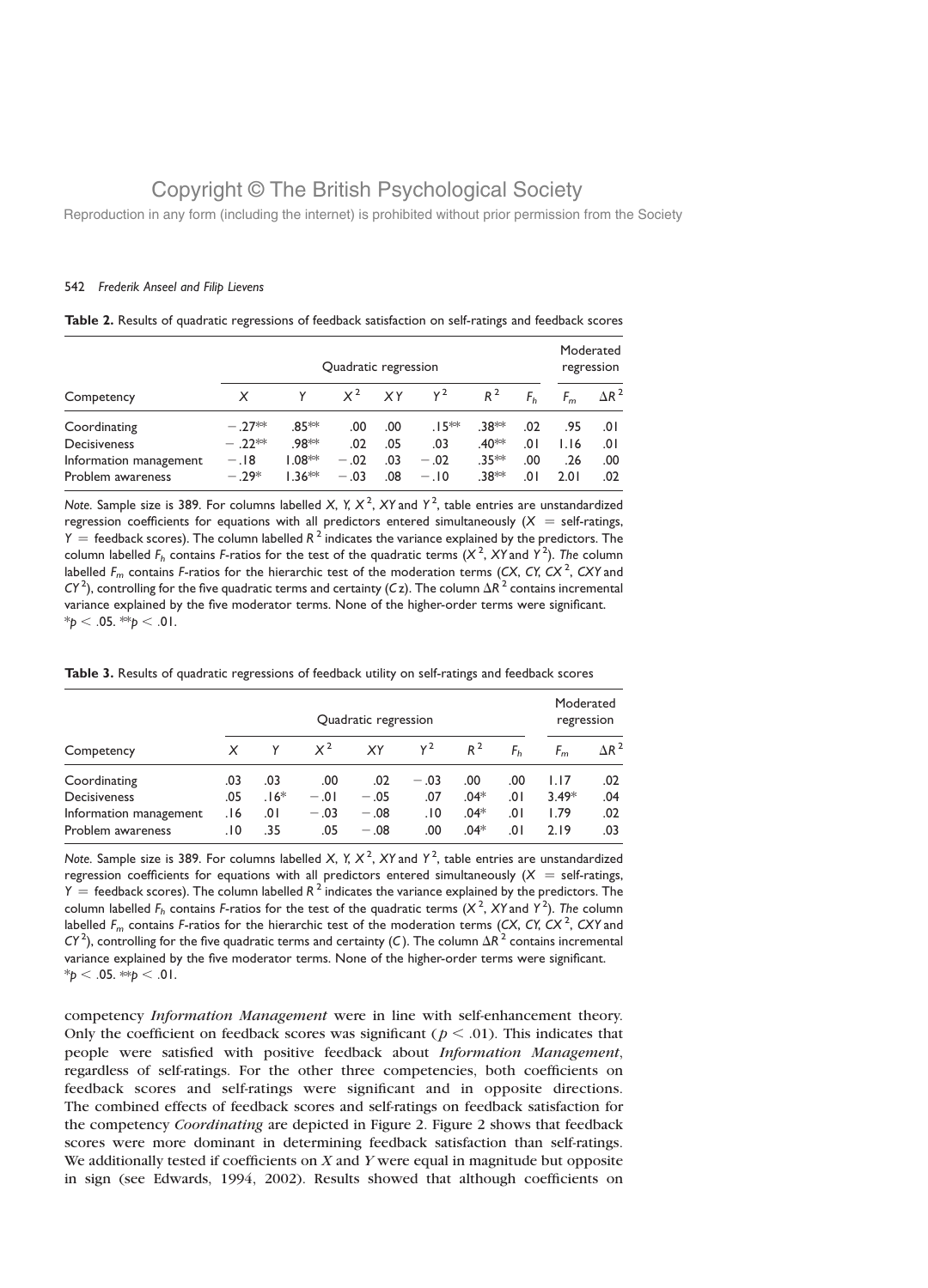**Table 2.** Results of quadratic regressions of feedback satisfaction on self-ratings and feedback scores

| Competency | Quadratic regression | | | | | | | Moderated regression | |
|---|---|---|---|---|---|---|---|---|---|
| | $X$ | $Y$ | $X^2$ | $XY$ | $Y^2$ | $R^2$ | $F_h$ | $F_m$ | $\Delta R^2$ |
| Coordinating | −.27** | .85** | .00 | .00 | .15** | .38** | .02 | .95 | .01 |
| Decisiveness | −.22** | .98** | .02 | .05 | .03 | .40** | .01 | 1.16 | .01 |
| Information management | −.18 | 1.08** | −.02 | .03 | −.02 | .35** | .00 | .26 | .00 |
| Problem awareness | −.29* | 1.36** | −.03 | .08 | −.10 | .38** | .01 | 2.01 | .02 |

*Note.* Sample size is 389. For columns labelled $X$, $Y$, $X^2$, $XY$ and $Y^2$, table entries are unstandardized regression coefficients for equations with all predictors entered simultaneously ($X$ = self-ratings, $Y$ = feedback scores). The column labelled $R^2$ indicates the variance explained by the predictors. The column labelled $F_h$ contains $F$-ratios for the test of the quadratic terms ($X^2$, $XY$ and $Y^2$). The column labelled $F_m$ contains $F$-ratios for the hierarchic test of the moderation terms ($CX$, $CY$, $CX^2$, $CXY$ and $CY^2$), controlling for the five quadratic terms and certainty ($C$z). The column $\Delta R^2$ contains incremental variance explained by the five moderator terms. None of the higher-order terms were significant.
* $p < .05$. ** $p < .01$.

**Table 3.** Results of quadratic regressions of feedback utility on self-ratings and feedback scores

| Competency | Quadratic regression | | | | | | | Moderated regression | |
|---|---|---|---|---|---|---|---|---|---|
| | $X$ | $Y$ | $X^2$ | $XY$ | $Y^2$ | $R^2$ | $F_h$ | $F_m$ | $\Delta R^2$ |
| Coordinating | .03 | .03 | .00 | .02 | −.03 | .00 | .00 | 1.17 | .02 |
| Decisiveness | .05 | .16* | −.01 | −.05 | .07 | .04* | .01 | 3.49* | .04 |
| Information management | .16 | .01 | −.03 | −.08 | .10 | .04* | .01 | 1.79 | .02 |
| Problem awareness | .10 | .35 | .05 | −.08 | .00 | .04* | .01 | 2.19 | .03 |

*Note.* Sample size is 389. For columns labelled $X$, $Y$, $X^2$, $XY$ and $Y^2$, table entries are unstandardized regression coefficients for equations with all predictors entered simultaneously ($X$ = self-ratings, $Y$ = feedback scores). The column labelled $R^2$ indicates the variance explained by the predictors. The column labelled $F_h$ contains $F$-ratios for the test of the quadratic terms ($X^2$, $XY$ and $Y^2$). The column labelled $F_m$ contains $F$-ratios for the hierarchic test of the moderation terms ($CX$, $CY$, $CX^2$, $CXY$ and $CY^2$), controlling for the five quadratic terms and certainty ($C$). The column $\Delta R^2$ contains incremental variance explained by the five moderator terms. None of the higher-order terms were significant.
* $p < .05$. ** $p < .01$.

competency *Information Management* were in line with self-enhancement theory. Only the coefficient on feedback scores was significant ($p < .01$). This indicates that people were satisfied with positive feedback about *Information Management*, regardless of self-ratings. For the other three competencies, both coefficients on feedback scores and self-ratings were significant and in opposite directions. The combined effects of feedback scores and self-ratings on feedback satisfaction for the competency *Coordinating* are depicted in Figure 2. Figure 2 shows that feedback scores were more dominant in determining feedback satisfaction than self-ratings. We additionally tested if coefficients on $X$ and $Y$ were equal in magnitude but opposite in sign (see Edwards, 1994, 2002). Results showed that although coefficients on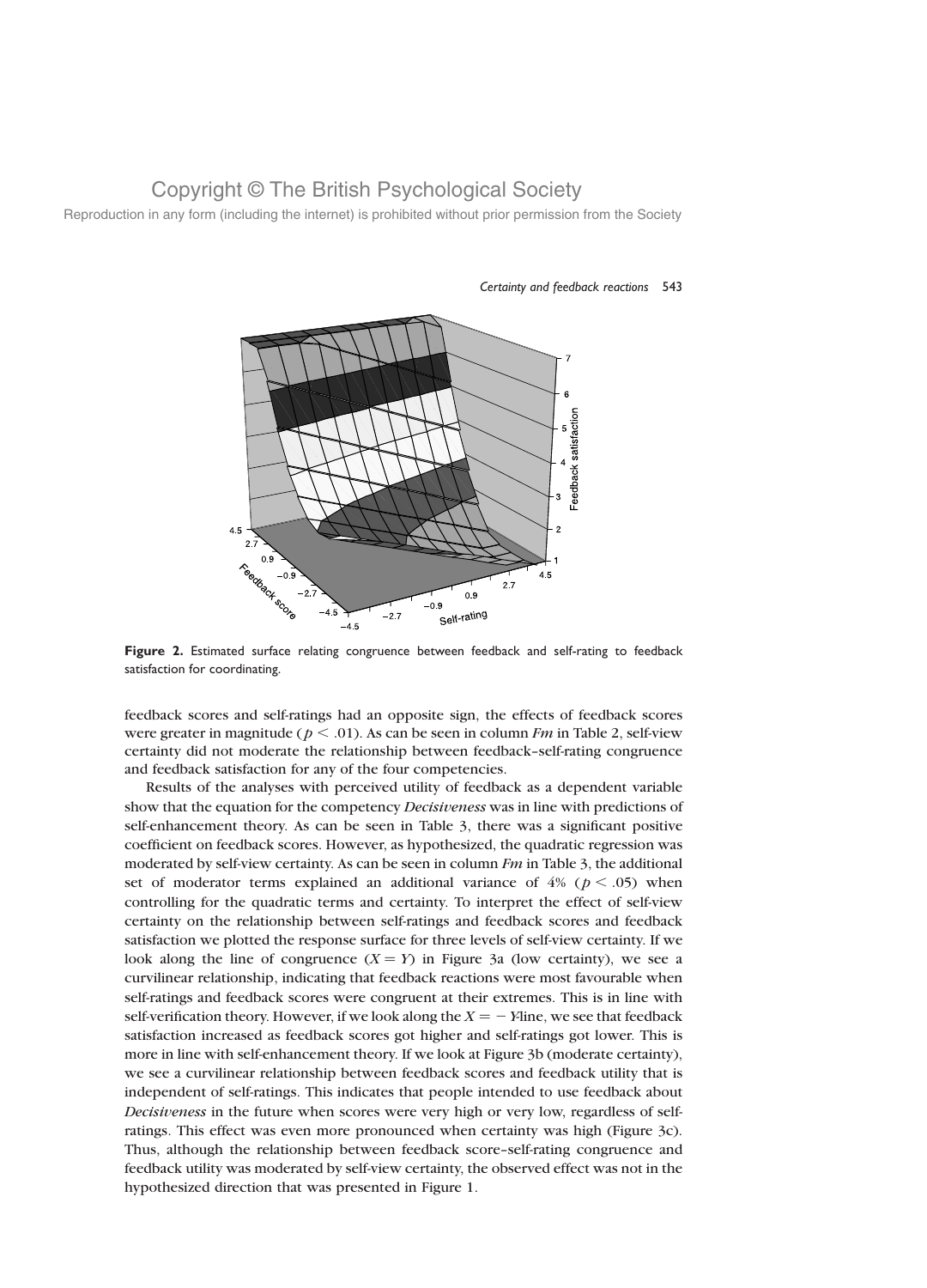**Figure 2.** Estimated surface relating congruence between feedback and self-rating to feedback satisfaction for coordinating.

feedback scores and self-ratings had an opposite sign, the effects of feedback scores were greater in magnitude ($p < .01$). As can be seen in column *Fm* in Table 2, self-view certainty did not moderate the relationship between feedback–self-rating congruence and feedback satisfaction for any of the four competencies.

Results of the analyses with perceived utility of feedback as a dependent variable show that the equation for the competency *Decisiveness* was in line with predictions of self-enhancement theory. As can be seen in Table 3, there was a significant positive coefficient on feedback scores. However, as hypothesized, the quadratic regression was moderated by self-view certainty. As can be seen in column *Fm* in Table 3, the additional set of moderator terms explained an additional variance of 4% ($p < .05$) when controlling for the quadratic terms and certainty. To interpret the effect of self-view certainty on the relationship between self-ratings and feedback scores and feedback satisfaction we plotted the response surface for three levels of self-view certainty. If we look along the line of congruence ($X = Y$) in Figure 3a (low certainty), we see a curvilinear relationship, indicating that feedback reactions were most favourable when self-ratings and feedback scores were congruent at their extremes. This is in line with self-verification theory. However, if we look along the $X = -Y$-line, we see that feedback satisfaction increased as feedback scores got higher and self-ratings got lower. This is more in line with self-enhancement theory. If we look at Figure 3b (moderate certainty), we see a curvilinear relationship between feedback scores and feedback utility that is independent of self-ratings. This indicates that people intended to use feedback about *Decisiveness* in the future when scores were very high or very low, regardless of self-ratings. This effect was even more pronounced when certainty was high (Figure 3c). Thus, although the relationship between feedback score–self-rating congruence and feedback utility was moderated by self-view certainty, the observed effect was not in the hypothesized direction that was presented in Figure 1.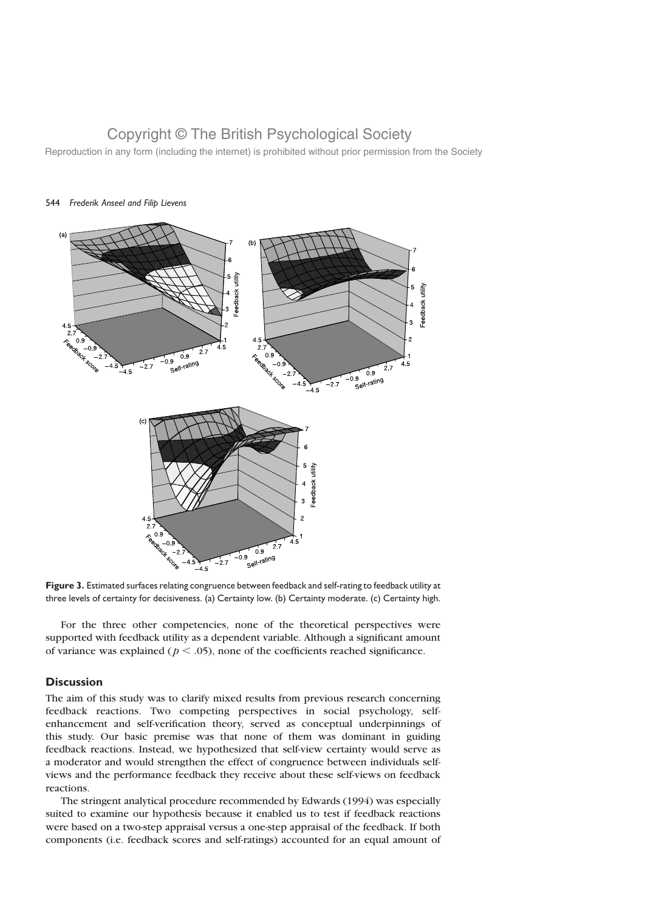**Figure 3.** Estimated surfaces relating congruence between feedback and self-rating to feedback utility at three levels of certainty for decisiveness. (a) Certainty low. (b) Certainty moderate. (c) Certainty high.

For the three other competencies, none of the theoretical perspectives were supported with feedback utility as a dependent variable. Although a significant amount of variance was explained ($p < .05$), none of the coefficients reached significance.

## Discussion

The aim of this study was to clarify mixed results from previous research concerning feedback reactions. Two competing perspectives in social psychology, self-enhancement and self-verification theory, served as conceptual underpinnings of this study. Our basic premise was that none of them was dominant in guiding feedback reactions. Instead, we hypothesized that self-view certainty would serve as a moderator and would strengthen the effect of congruence between individuals self-views and the performance feedback they receive about these self-views on feedback reactions.

The stringent analytical procedure recommended by Edwards (1994) was especially suited to examine our hypothesis because it enabled us to test if feedback reactions were based on a two-step appraisal versus a one-step appraisal of the feedback. If both components (i.e. feedback scores and self-ratings) accounted for an equal amount of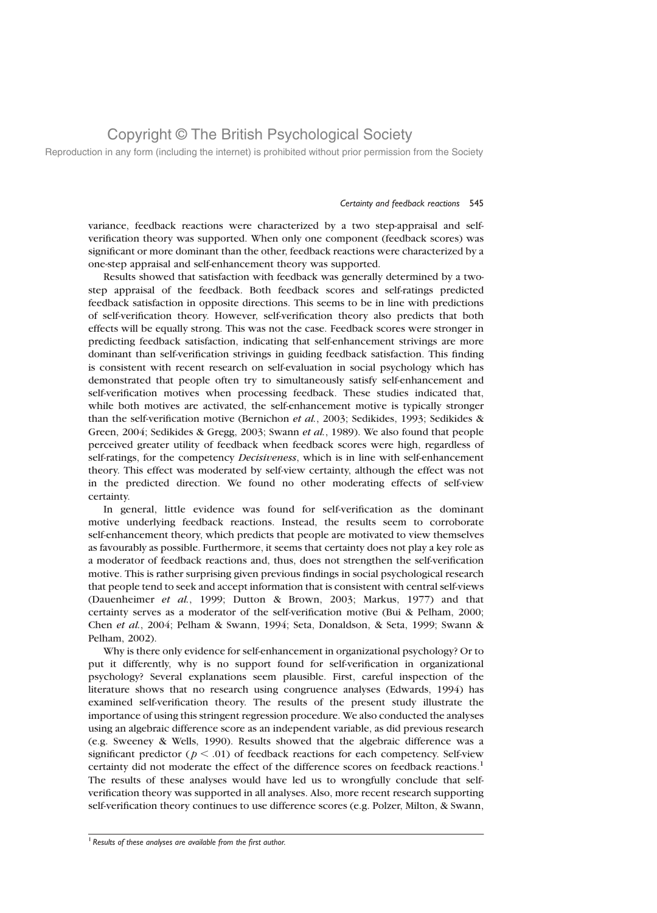variance, feedback reactions were characterized by a two step-appraisal and self-verification theory was supported. When only one component (feedback scores) was significant or more dominant than the other, feedback reactions were characterized by a one-step appraisal and self-enhancement theory was supported.

Results showed that satisfaction with feedback was generally determined by a two-step appraisal of the feedback. Both feedback scores and self-ratings predicted feedback satisfaction in opposite directions. This seems to be in line with predictions of self-verification theory. However, self-verification theory also predicts that both effects will be equally strong. This was not the case. Feedback scores were stronger in predicting feedback satisfaction, indicating that self-enhancement strivings are more dominant than self-verification strivings in guiding feedback satisfaction. This finding is consistent with recent research on self-evaluation in social psychology which has demonstrated that people often try to simultaneously satisfy self-enhancement and self-verification motives when processing feedback. These studies indicated that, while both motives are activated, the self-enhancement motive is typically stronger than the self-verification motive (Bernichon *et al.*, 2003; Sedikides, 1993; Sedikides & Green, 2004; Sedikides & Gregg, 2003; Swann *et al.*, 1989). We also found that people perceived greater utility of feedback when feedback scores were high, regardless of self-ratings, for the competency *Decisiveness*, which is in line with self-enhancement theory. This effect was moderated by self-view certainty, although the effect was not in the predicted direction. We found no other moderating effects of self-view certainty.

In general, little evidence was found for self-verification as the dominant motive underlying feedback reactions. Instead, the results seem to corroborate self-enhancement theory, which predicts that people are motivated to view themselves as favourably as possible. Furthermore, it seems that certainty does not play a key role as a moderator of feedback reactions and, thus, does not strengthen the self-verification motive. This is rather surprising given previous findings in social psychological research that people tend to seek and accept information that is consistent with central self-views (Dauenheimer *et al.*, 1999; Dutton & Brown, 2003; Markus, 1977) and that certainty serves as a moderator of the self-verification motive (Bui & Pelham, 2000; Chen *et al.*, 2004; Pelham & Swann, 1994; Seta, Donaldson, & Seta, 1999; Swann & Pelham, 2002).

Why is there only evidence for self-enhancement in organizational psychology? Or to put it differently, why is no support found for self-verification in organizational psychology? Several explanations seem plausible. First, careful inspection of the literature shows that no research using congruence analyses (Edwards, 1994) has examined self-verification theory. The results of the present study illustrate the importance of using this stringent regression procedure. We also conducted the analyses using an algebraic difference score as an independent variable, as did previous research (e.g. Sweeney & Wells, 1990). Results showed that the algebraic difference was a significant predictor ($p < .01$) of feedback reactions for each competency. Self-view certainty did not moderate the effect of the difference scores on feedback reactions.[1] The results of these analyses would have led us to wrongfully conclude that self-verification theory was supported in all analyses. Also, more recent research supporting self-verification theory continues to use difference scores (e.g. Polzer, Milton, & Swann,

[1] *Results of these analyses are available from the first author.*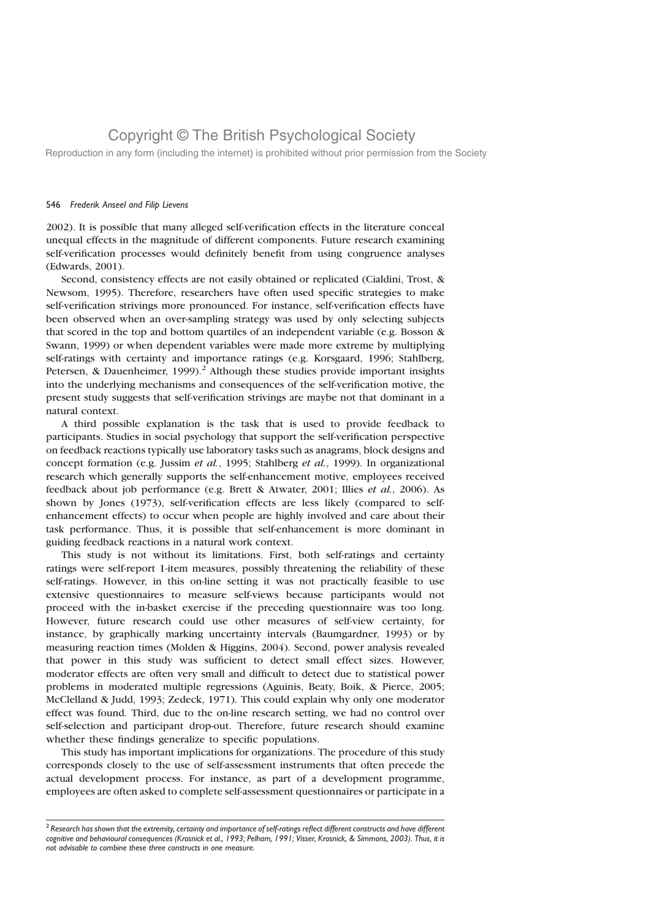2002). It is possible that many alleged self-verification effects in the literature conceal unequal effects in the magnitude of different components. Future research examining self-verification processes would definitely benefit from using congruence analyses (Edwards, 2001).

Second, consistency effects are not easily obtained or replicated (Cialdini, Trost, & Newsom, 1995). Therefore, researchers have often used specific strategies to make self-verification strivings more pronounced. For instance, self-verification effects have been observed when an over-sampling strategy was used by only selecting subjects that scored in the top and bottom quartiles of an independent variable (e.g. Bosson & Swann, 1999) or when dependent variables were made more extreme by multiplying self-ratings with certainty and importance ratings (e.g. Korsgaard, 1996; Stahlberg, Petersen, & Dauenheimer, 1999).[2] Although these studies provide important insights into the underlying mechanisms and consequences of the self-verification motive, the present study suggests that self-verification strivings are maybe not that dominant in a natural context.

A third possible explanation is the task that is used to provide feedback to participants. Studies in social psychology that support the self-verification perspective on feedback reactions typically use laboratory tasks such as anagrams, block designs and concept formation (e.g. Jussim *et al.*, 1995; Stahlberg *et al.*, 1999). In organizational research which generally supports the self-enhancement motive, employees received feedback about job performance (e.g. Brett & Atwater, 2001; Illies *et al.*, 2006). As shown by Jones (1973), self-verification effects are less likely (compared to self-enhancement effects) to occur when people are highly involved and care about their task performance. Thus, it is possible that self-enhancement is more dominant in guiding feedback reactions in a natural work context.

This study is not without its limitations. First, both self-ratings and certainty ratings were self-report 1-item measures, possibly threatening the reliability of these self-ratings. However, in this on-line setting it was not practically feasible to use extensive questionnaires to measure self-views because participants would not proceed with the in-basket exercise if the preceding questionnaire was too long. However, future research could use other measures of self-view certainty, for instance, by graphically marking uncertainty intervals (Baumgardner, 1993) or by measuring reaction times (Molden & Higgins, 2004). Second, power analysis revealed that power in this study was sufficient to detect small effect sizes. However, moderator effects are often very small and difficult to detect due to statistical power problems in moderated multiple regressions (Aguinis, Beaty, Boik, & Pierce, 2005; McClelland & Judd, 1993; Zedeck, 1971). This could explain why only one moderator effect was found. Third, due to the on-line research setting, we had no control over self-selection and participant drop-out. Therefore, future research should examine whether these findings generalize to specific populations.

This study has important implications for organizations. The procedure of this study corresponds closely to the use of self-assessment instruments that often precede the actual development process. For instance, as part of a development programme, employees are often asked to complete self-assessment questionnaires or participate in a

[2] *Research has shown that the extremity, certainty and importance of self-ratings reflect different constructs and have different cognitive and behavioural consequences (Krosnick et al., 1993; Pelham, 1991; Visser, Krosnick, & Simmons, 2003). Thus, it is not advisable to combine these three constructs in one measure.*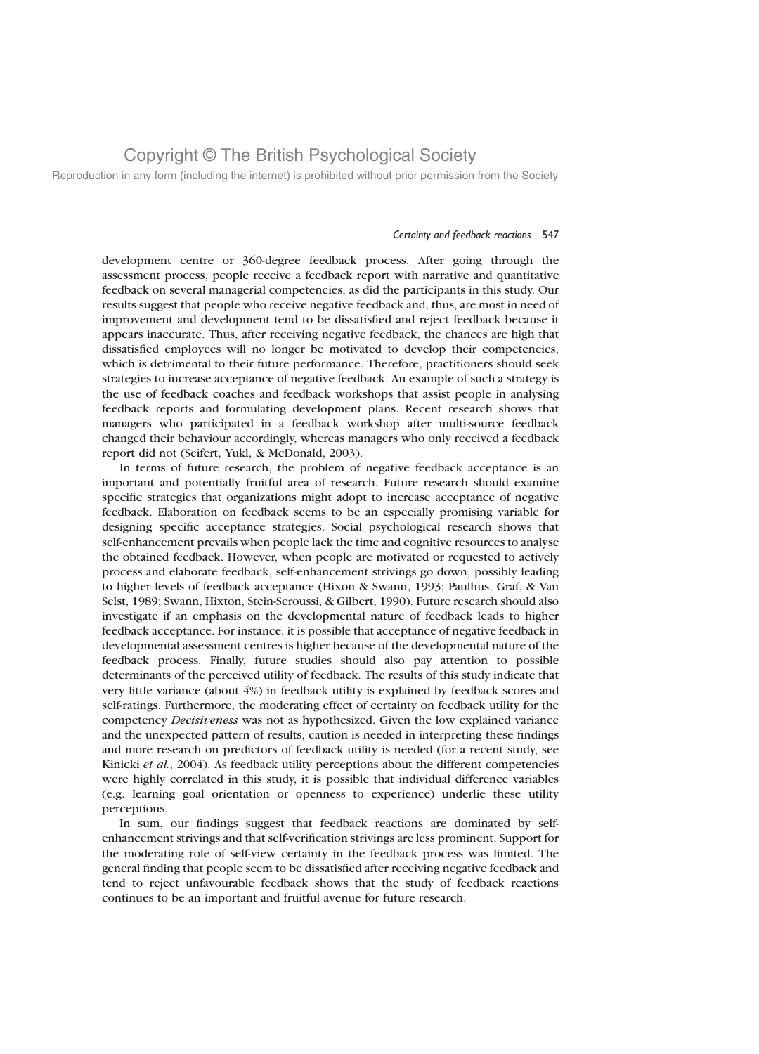development centre or 360-degree feedback process. After going through the assessment process, people receive a feedback report with narrative and quantitative feedback on several managerial competencies, as did the participants in this study. Our results suggest that people who receive negative feedback and, thus, are most in need of improvement and development tend to be dissatisfied and reject feedback because it appears inaccurate. Thus, after receiving negative feedback, the chances are high that dissatisfied employees will no longer be motivated to develop their competencies, which is detrimental to their future performance. Therefore, practitioners should seek strategies to increase acceptance of negative feedback. An example of such a strategy is the use of feedback coaches and feedback workshops that assist people in analysing feedback reports and formulating development plans. Recent research shows that managers who participated in a feedback workshop after multi-source feedback changed their behaviour accordingly, whereas managers who only received a feedback report did not (Seifert, Yukl, & McDonald, 2003).

In terms of future research, the problem of negative feedback acceptance is an important and potentially fruitful area of research. Future research should examine specific strategies that organizations might adopt to increase acceptance of negative feedback. Elaboration on feedback seems to be an especially promising variable for designing specific acceptance strategies. Social psychological research shows that self-enhancement prevails when people lack the time and cognitive resources to analyse the obtained feedback. However, when people are motivated or requested to actively process and elaborate feedback, self-enhancement strivings go down, possibly leading to higher levels of feedback acceptance (Hixon & Swann, 1993; Paulhus, Graf, & Van Selst, 1989; Swann, Hixton, Stein-Seroussi, & Gilbert, 1990). Future research should also investigate if an emphasis on the developmental nature of feedback leads to higher feedback acceptance. For instance, it is possible that acceptance of negative feedback in developmental assessment centres is higher because of the developmental nature of the feedback process. Finally, future studies should also pay attention to possible determinants of the perceived utility of feedback. The results of this study indicate that very little variance (about 4%) in feedback utility is explained by feedback scores and self-ratings. Furthermore, the moderating effect of certainty on feedback utility for the competency *Decisiveness* was not as hypothesized. Given the low explained variance and the unexpected pattern of results, caution is needed in interpreting these findings and more research on predictors of feedback utility is needed (for a recent study, see Kinicki *et al.*, 2004). As feedback utility perceptions about the different competencies were highly correlated in this study, it is possible that individual difference variables (e.g. learning goal orientation or openness to experience) underlie these utility perceptions.

In sum, our findings suggest that feedback reactions are dominated by self-enhancement strivings and that self-verification strivings are less prominent. Support for the moderating role of self-view certainty in the feedback process was limited. The general finding that people seem to be dissatisfied after receiving negative feedback and tend to reject unfavourable feedback shows that the study of feedback reactions continues to be an important and fruitful avenue for future research.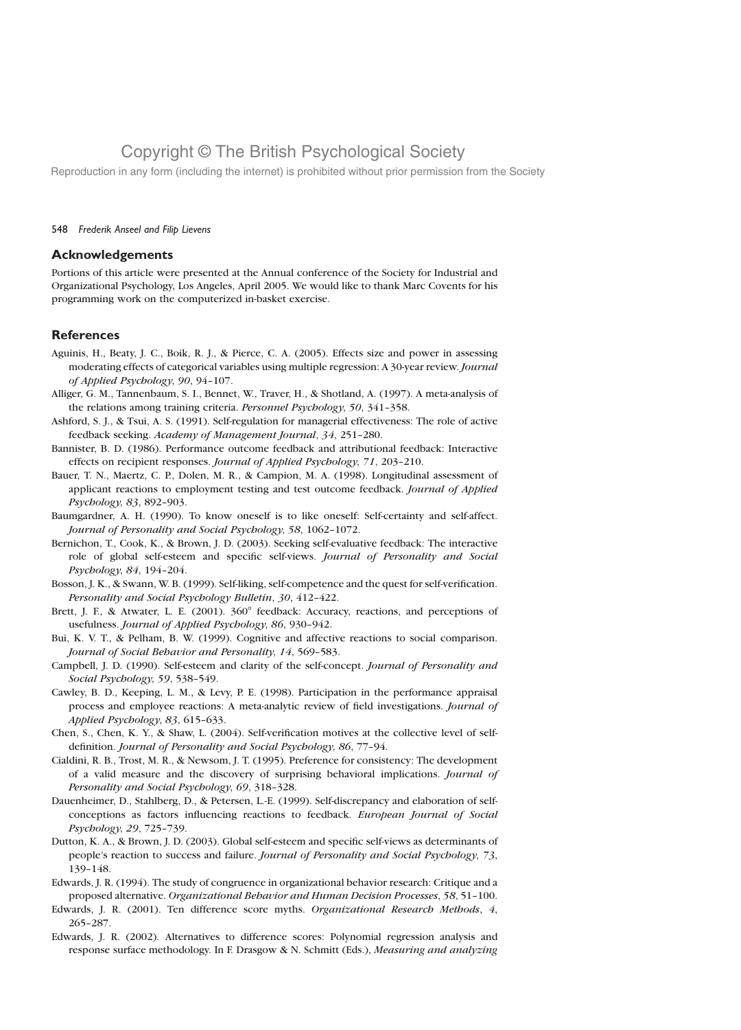## Acknowledgements

Portions of this article were presented at the Annual conference of the Society for Industrial and Organizational Psychology, Los Angeles, April 2005. We would like to thank Marc Covents for his programming work on the computerized in-basket exercise.

## References

Aguinis, H., Beaty, J. C., Boik, R. J., & Pierce, C. A. (2005). Effects size and power in assessing moderating effects of categorical variables using multiple regression: A 30-year review. *Journal of Applied Psychology*, *90*, 94–107.

Alliger, G. M., Tannenbaum, S. I., Bennet, W., Traver, H., & Shotland, A. (1997). A meta-analysis of the relations among training criteria. *Personnel Psychology*, *50*, 341–358.

Ashford, S. J., & Tsui, A. S. (1991). Self-regulation for managerial effectiveness: The role of active feedback seeking. *Academy of Management Journal*, *34*, 251–280.

Bannister, B. D. (1986). Performance outcome feedback and attributional feedback: Interactive effects on recipient responses. *Journal of Applied Psychology*, *71*, 203–210.

Bauer, T. N., Maertz, C. P., Dolen, M. R., & Campion, M. A. (1998). Longitudinal assessment of applicant reactions to employment testing and test outcome feedback. *Journal of Applied Psychology*, *83*, 892–903.

Baumgardner, A. H. (1990). To know oneself is to like oneself: Self-certainty and self-affect. *Journal of Personality and Social Psychology*, *58*, 1062–1072.

Bernichon, T., Cook, K., & Brown, J. D. (2003). Seeking self-evaluative feedback: The interactive role of global self-esteem and specific self-views. *Journal of Personality and Social Psychology*, *84*, 194–204.

Bosson, J. K., & Swann, W. B. (1999). Self-liking, self-competence and the quest for self-verification. *Personality and Social Psychology Bulletin*, *30*, 412–422.

Brett, J. F., & Atwater, L. E. (2001). 360° feedback: Accuracy, reactions, and perceptions of usefulness. *Journal of Applied Psychology*, *86*, 930–942.

Bui, K. V. T., & Pelham, B. W. (1999). Cognitive and affective reactions to social comparison. *Journal of Social Behavior and Personality*, *14*, 569–583.

Campbell, J. D. (1990). Self-esteem and clarity of the self-concept. *Journal of Personality and Social Psychology*, *59*, 538–549.

Cawley, B. D., Keeping, L. M., & Levy, P. E. (1998). Participation in the performance appraisal process and employee reactions: A meta-analytic review of field investigations. *Journal of Applied Psychology*, *83*, 615–633.

Chen, S., Chen, K. Y., & Shaw, L. (2004). Self-verification motives at the collective level of self-definition. *Journal of Personality and Social Psychology*, *86*, 77–94.

Cialdini, R. B., Trost, M. R., & Newsom, J. T. (1995). Preference for consistency: The development of a valid measure and the discovery of surprising behavioral implications. *Journal of Personality and Social Psychology*, *69*, 318–328.

Dauenheimer, D., Stahlberg, D., & Petersen, L.-E. (1999). Self-discrepancy and elaboration of self-conceptions as factors influencing reactions to feedback. *European Journal of Social Psychology*, *29*, 725–739.

Dutton, K. A., & Brown, J. D. (2003). Global self-esteem and specific self-views as determinants of people's reaction to success and failure. *Journal of Personality and Social Psychology*, *73*, 139–148.

Edwards, J. R. (1994). The study of congruence in organizational behavior research: Critique and a proposed alternative. *Organizational Behavior and Human Decision Processes*, *58*, 51–100.

Edwards, J. R. (2001). Ten difference score myths. *Organizational Research Methods*, *4*, 265–287.

Edwards, J. R. (2002). Alternatives to difference scores: Polynomial regression analysis and response surface methodology. In F. Drasgow & N. Schmitt (Eds.), *Measuring and analyzing*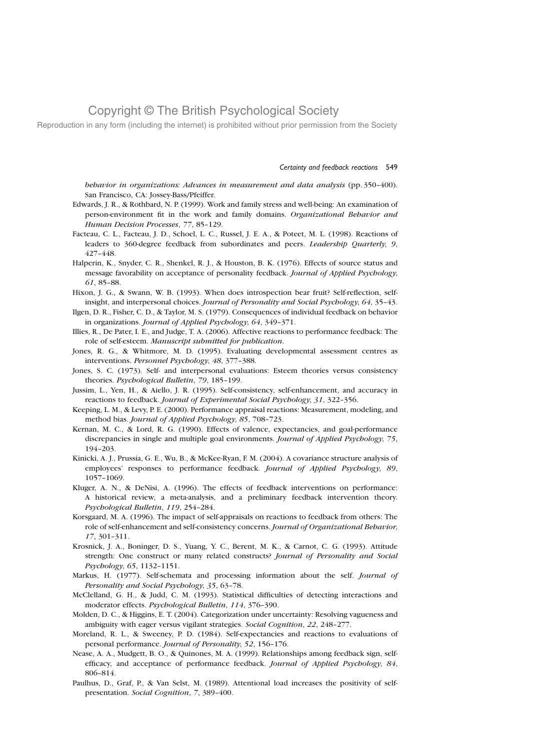*behavior in organizations: Advances in measurement and data analysis* (pp. 350–400). San Francisco, CA: Jossey-Bass/Pfeiffer.

Edwards, J. R., & Rothbard, N. P. (1999). Work and family stress and well-being: An examination of person-environment fit in the work and family domains. *Organizational Behavior and Human Decision Processes*, *77*, 85–129.

Facteau, C. L., Facteau, J. D., Schoel, L. C., Russel, J. E. A., & Poteet, M. L. (1998). Reactions of leaders to 360-degree feedback from subordinates and peers. *Leadership Quarterly*, *9*, 427–448.

Halperin, K., Snyder, C. R., Shenkel, R. J., & Houston, B. K. (1976). Effects of source status and message favorability on acceptance of personality feedback. *Journal of Applied Psychology*, *61*, 85–88.

Hixon, J. G., & Swann, W. B. (1993). When does introspection bear fruit? Self-reflection, self-insight, and interpersonal choices. *Journal of Personality and Social Psychology*, *64*, 35–43.

Ilgen, D. R., Fisher, C. D., & Taylor, M. S. (1979). Consequences of individual feedback on behavior in organizations. *Journal of Applied Psychology*, *64*, 349–371.

Illies, R., De Pater, I. E., and Judge, T. A. (2006). Affective reactions to performance feedback: The role of self-esteem. *Manuscript submitted for publication*.

Jones, R. G., & Whitmore, M. D. (1995). Evaluating developmental assessment centres as interventions. *Personnel Psychology*, *48*, 377–388.

Jones, S. C. (1973). Self- and interpersonal evaluations: Esteem theories versus consistency theories. *Psychological Bulletin*, *79*, 185–199.

Jussim, L., Yen, H., & Aiello, J. R. (1995). Self-consistency, self-enhancement, and accuracy in reactions to feedback. *Journal of Experimental Social Psychology*, *31*, 322–356.

Keeping, L. M., & Levy, P. E. (2000). Performance appraisal reactions: Measurement, modeling, and method bias. *Journal of Applied Psychology*, *85*, 708–723.

Kernan, M. C., & Lord, R. G. (1990). Effects of valence, expectancies, and goal-performance discrepancies in single and multiple goal environments. *Journal of Applied Psychology*, *75*, 194–203.

Kinicki, A. J., Prussia, G. E., Wu, B., & McKee-Ryan, F. M. (2004). A covariance structure analysis of employees' responses to performance feedback. *Journal of Applied Psychology*, *89*, 1057–1069.

Kluger, A. N., & DeNisi, A. (1996). The effects of feedback interventions on performance: A historical review, a meta-analysis, and a preliminary feedback intervention theory. *Psychological Bulletin*, *119*, 254–284.

Korsgaard, M. A. (1996). The impact of self-appraisals on reactions to feedback from others: The role of self-enhancement and self-consistency concerns. *Journal of Organizational Behavior*, *17*, 301–311.

Krosnick, J. A., Boninger, D. S., Yuang, Y. C., Berent, M. K., & Carnot, C. G. (1993). Attitude strength: One construct or many related constructs? *Journal of Personality and Social Psychology*, *65*, 1132–1151.

Markus, H. (1977). Self-schemata and processing information about the self. *Journal of Personality and Social Psychology*, *35*, 63–78.

McClelland, G. H., & Judd, C. M. (1993). Statistical difficulties of detecting interactions and moderator effects. *Psychological Bulletin*, *114*, 376–390.

Molden, D. C., & Higgins, E. T. (2004). Categorization under uncertainty: Resolving vagueness and ambiguity with eager versus vigilant strategies. *Social Cognition*, *22*, 248–277.

Moreland, R. L., & Sweeney, P. D. (1984). Self-expectancies and reactions to evaluations of personal performance. *Journal of Personality*, *52*, 156–176.

Nease, A. A., Mudgett, B. O., & Quinones, M. A. (1999). Relationships among feedback sign, self-efficacy, and acceptance of performance feedback. *Journal of Applied Psychology*, *84*, 806–814.

Paulhus, D., Graf, P., & Van Selst, M. (1989). Attentional load increases the positivity of self-presentation. *Social Cognition*, *7*, 389–400.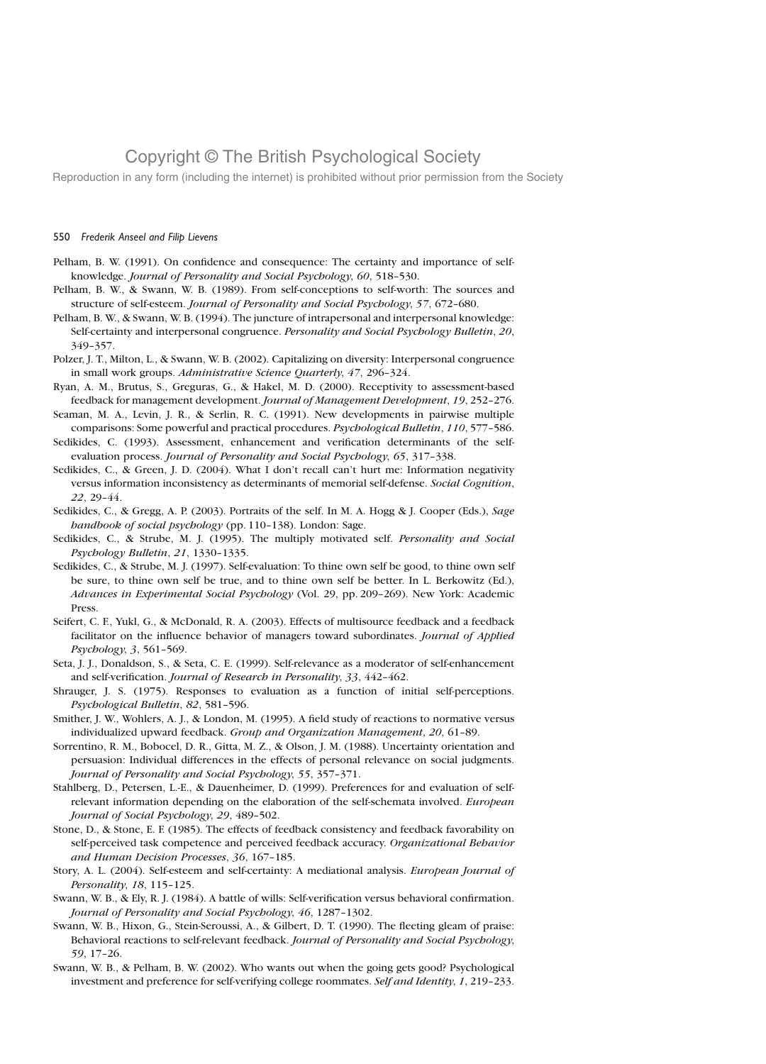Pelham, B. W. (1991). On confidence and consequence: The certainty and importance of self-knowledge. *Journal of Personality and Social Psychology*, *60*, 518–530.

Pelham, B. W., & Swann, W. B. (1989). From self-conceptions to self-worth: The sources and structure of self-esteem. *Journal of Personality and Social Psychology*, *57*, 672–680.

Pelham, B. W., & Swann, W. B. (1994). The juncture of intrapersonal and interpersonal knowledge: Self-certainty and interpersonal congruence. *Personality and Social Psychology Bulletin*, *20*, 349–357.

Polzer, J. T., Milton, L., & Swann, W. B. (2002). Capitalizing on diversity: Interpersonal congruence in small work groups. *Administrative Science Quarterly*, *47*, 296–324.

Ryan, A. M., Brutus, S., Greguras, G., & Hakel, M. D. (2000). Receptivity to assessment-based feedback for management development. *Journal of Management Development*, *19*, 252–276.

Seaman, M. A., Levin, J. R., & Serlin, R. C. (1991). New developments in pairwise multiple comparisons: Some powerful and practical procedures. *Psychological Bulletin*, *110*, 577–586.

Sedikides, C. (1993). Assessment, enhancement and verification determinants of the self-evaluation process. *Journal of Personality and Social Psychology*, *65*, 317–338.

Sedikides, C., & Green, J. D. (2004). What I don't recall can't hurt me: Information negativity versus information inconsistency as determinants of memorial self-defense. *Social Cognition*, *22*, 29–44.

Sedikides, C., & Gregg, A. P. (2003). Portraits of the self. In M. A. Hogg & J. Cooper (Eds.), *Sage handbook of social psychology* (pp. 110–138). London: Sage.

Sedikides, C., & Strube, M. J. (1995). The multiply motivated self. *Personality and Social Psychology Bulletin*, *21*, 1330–1335.

Sedikides, C., & Strube, M. J. (1997). Self-evaluation: To thine own self be good, to thine own self be sure, to thine own self be true, and to thine own self be better. In L. Berkowitz (Ed.), *Advances in Experimental Social Psychology* (Vol. 29, pp. 209–269). New York: Academic Press.

Seifert, C. F., Yukl, G., & McDonald, R. A. (2003). Effects of multisource feedback and a feedback facilitator on the influence behavior of managers toward subordinates. *Journal of Applied Psychology*, *3*, 561–569.

Seta, J. J., Donaldson, S., & Seta, C. E. (1999). Self-relevance as a moderator of self-enhancement and self-verification. *Journal of Research in Personality*, *33*, 442–462.

Shrauger, J. S. (1975). Responses to evaluation as a function of initial self-perceptions. *Psychological Bulletin*, *82*, 581–596.

Smither, J. W., Wohlers, A. J., & London, M. (1995). A field study of reactions to normative versus individualized upward feedback. *Group and Organization Management*, *20*, 61–89.

Sorrentino, R. M., Bobocel, D. R., Gitta, M. Z., & Olson, J. M. (1988). Uncertainty orientation and persuasion: Individual differences in the effects of personal relevance on social judgments. *Journal of Personality and Social Psychology*, *55*, 357–371.

Stahlberg, D., Petersen, L.-E., & Dauenheimer, D. (1999). Preferences for and evaluation of self-relevant information depending on the elaboration of the self-schemata involved. *European Journal of Social Psychology*, *29*, 489–502.

Stone, D., & Stone, E. F. (1985). The effects of feedback consistency and feedback favorability on self-perceived task competence and perceived feedback accuracy. *Organizational Behavior and Human Decision Processes*, *36*, 167–185.

Story, A. L. (2004). Self-esteem and self-certainty: A mediational analysis. *European Journal of Personality*, *18*, 115–125.

Swann, W. B., & Ely, R. J. (1984). A battle of wills: Self-verification versus behavioral confirmation. *Journal of Personality and Social Psychology*, *46*, 1287–1302.

Swann, W. B., Hixon, G., Stein-Seroussi, A., & Gilbert, D. T. (1990). The fleeting gleam of praise: Behavioral reactions to self-relevant feedback. *Journal of Personality and Social Psychology*, *59*, 17–26.

Swann, W. B., & Pelham, B. W. (2002). Who wants out when the going gets good? Psychological investment and preference for self-verifying college roommates. *Self and Identity*, *1*, 219–233.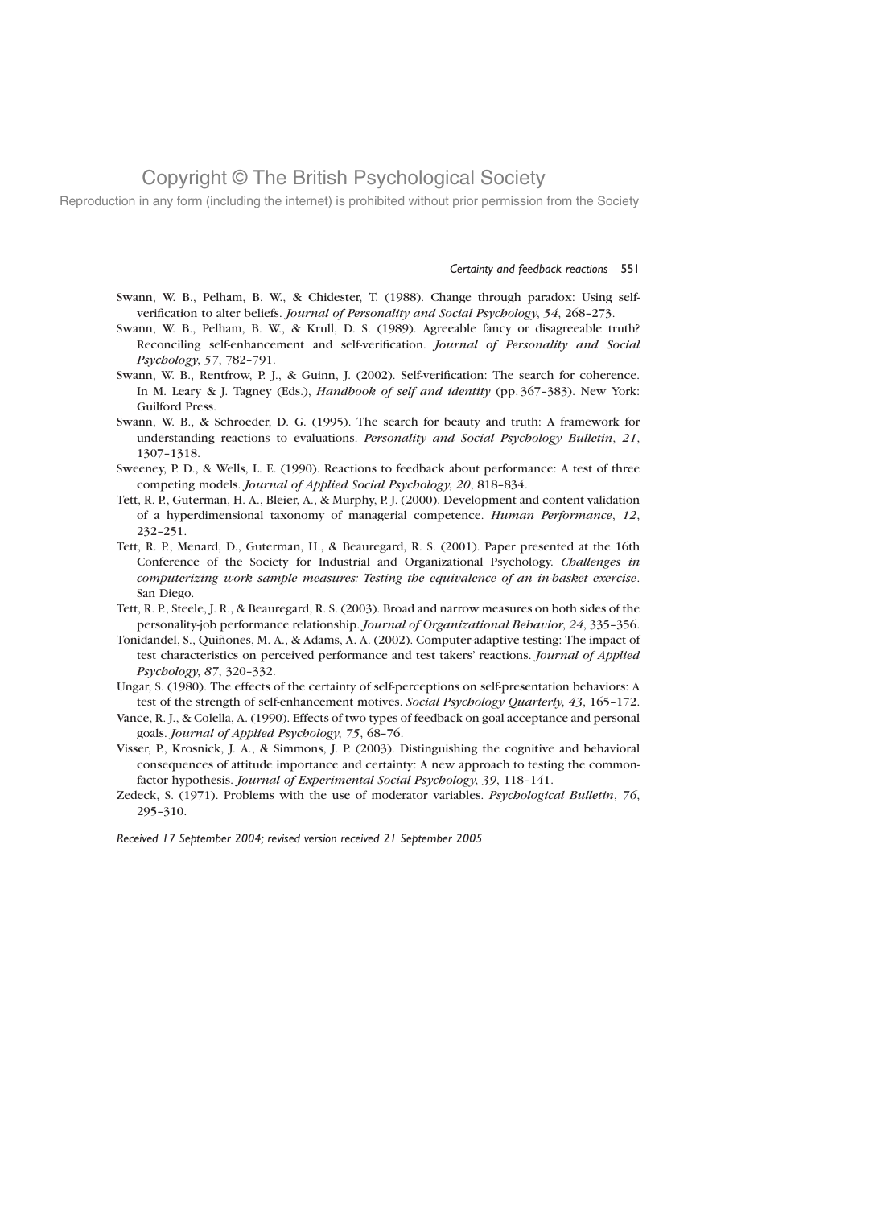Swann, W. B., Pelham, B. W., & Chidester, T. (1988). Change through paradox: Using self-verification to alter beliefs. *Journal of Personality and Social Psychology*, *54*, 268–273.

Swann, W. B., Pelham, B. W., & Krull, D. S. (1989). Agreeable fancy or disagreeable truth? Reconciling self-enhancement and self-verification. *Journal of Personality and Social Psychology*, *57*, 782–791.

Swann, W. B., Rentfrow, P. J., & Guinn, J. (2002). Self-verification: The search for coherence. In M. Leary & J. Tagney (Eds.), *Handbook of self and identity* (pp. 367–383). New York: Guilford Press.

Swann, W. B., & Schroeder, D. G. (1995). The search for beauty and truth: A framework for understanding reactions to evaluations. *Personality and Social Psychology Bulletin*, *21*, 1307–1318.

Sweeney, P. D., & Wells, L. E. (1990). Reactions to feedback about performance: A test of three competing models. *Journal of Applied Social Psychology*, *20*, 818–834.

Tett, R. P., Guterman, H. A., Bleier, A., & Murphy, P. J. (2000). Development and content validation of a hyperdimensional taxonomy of managerial competence. *Human Performance*, *12*, 232–251.

Tett, R. P., Menard, D., Guterman, H., & Beauregard, R. S. (2001). Paper presented at the 16th Conference of the Society for Industrial and Organizational Psychology. *Challenges in computerizing work sample measures: Testing the equivalence of an in-basket exercise*. San Diego.

Tett, R. P., Steele, J. R., & Beauregard, R. S. (2003). Broad and narrow measures on both sides of the personality-job performance relationship. *Journal of Organizational Behavior*, *24*, 335–356.

Tonidandel, S., Quiñones, M. A., & Adams, A. A. (2002). Computer-adaptive testing: The impact of test characteristics on perceived performance and test takers' reactions. *Journal of Applied Psychology*, *87*, 320–332.

Ungar, S. (1980). The effects of the certainty of self-perceptions on self-presentation behaviors: A test of the strength of self-enhancement motives. *Social Psychology Quarterly*, *43*, 165–172.

Vance, R. J., & Colella, A. (1990). Effects of two types of feedback on goal acceptance and personal goals. *Journal of Applied Psychology*, *75*, 68–76.

Visser, P., Krosnick, J. A., & Simmons, J. P. (2003). Distinguishing the cognitive and behavioral consequences of attitude importance and certainty: A new approach to testing the common-factor hypothesis. *Journal of Experimental Social Psychology*, *39*, 118–141.

Zedeck, S. (1971). Problems with the use of moderator variables. *Psychological Bulletin*, *76*, 295–310.

*Received 17 September 2004; revised version received 21 September 2005*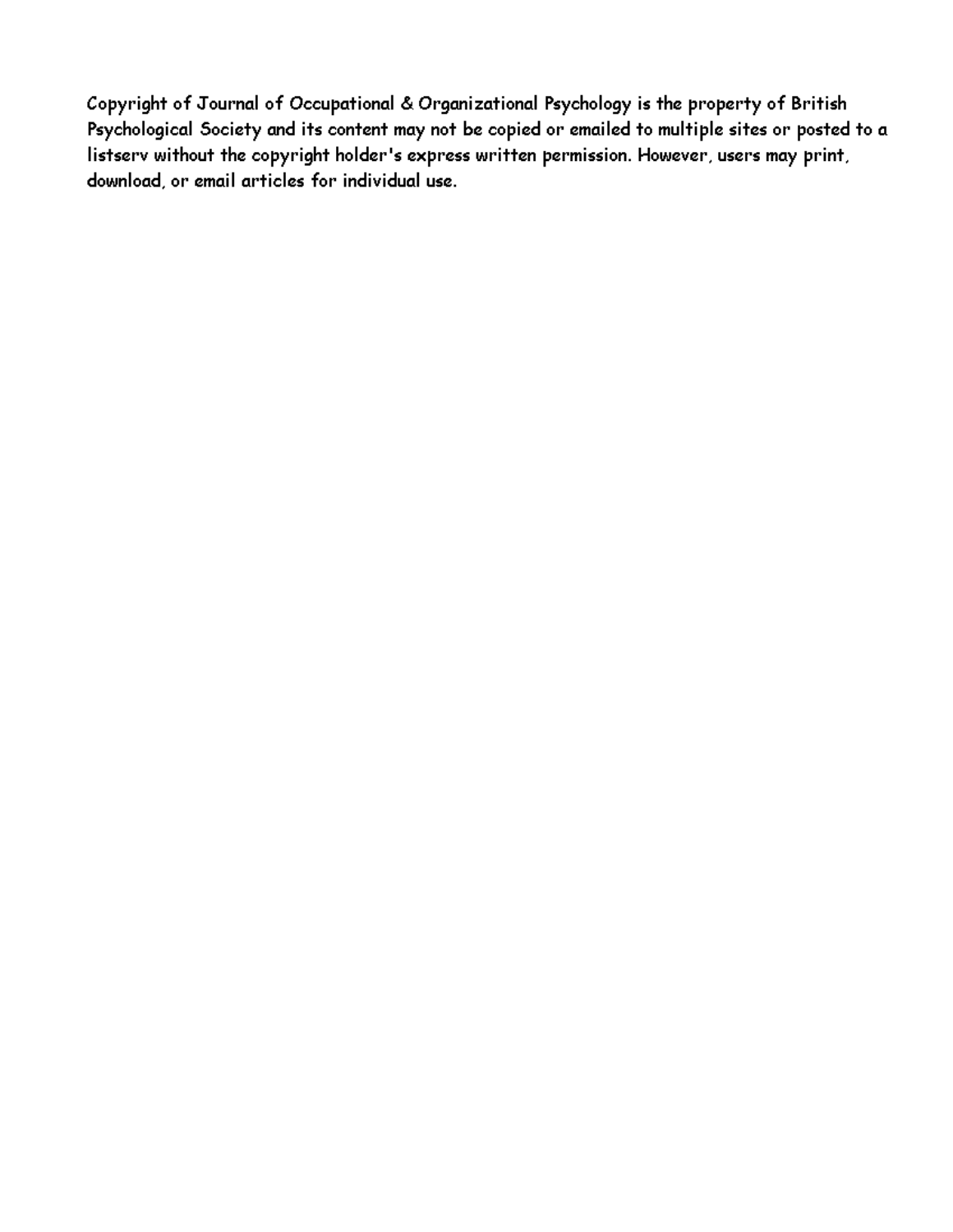Copyright of Journal of Occupational & Organizational Psychology is the property of British Psychological Society and its content may not be copied or emailed to multiple sites or posted to a listserv without the copyright holder's express written permission. However, users may print, download, or email articles for individual use.